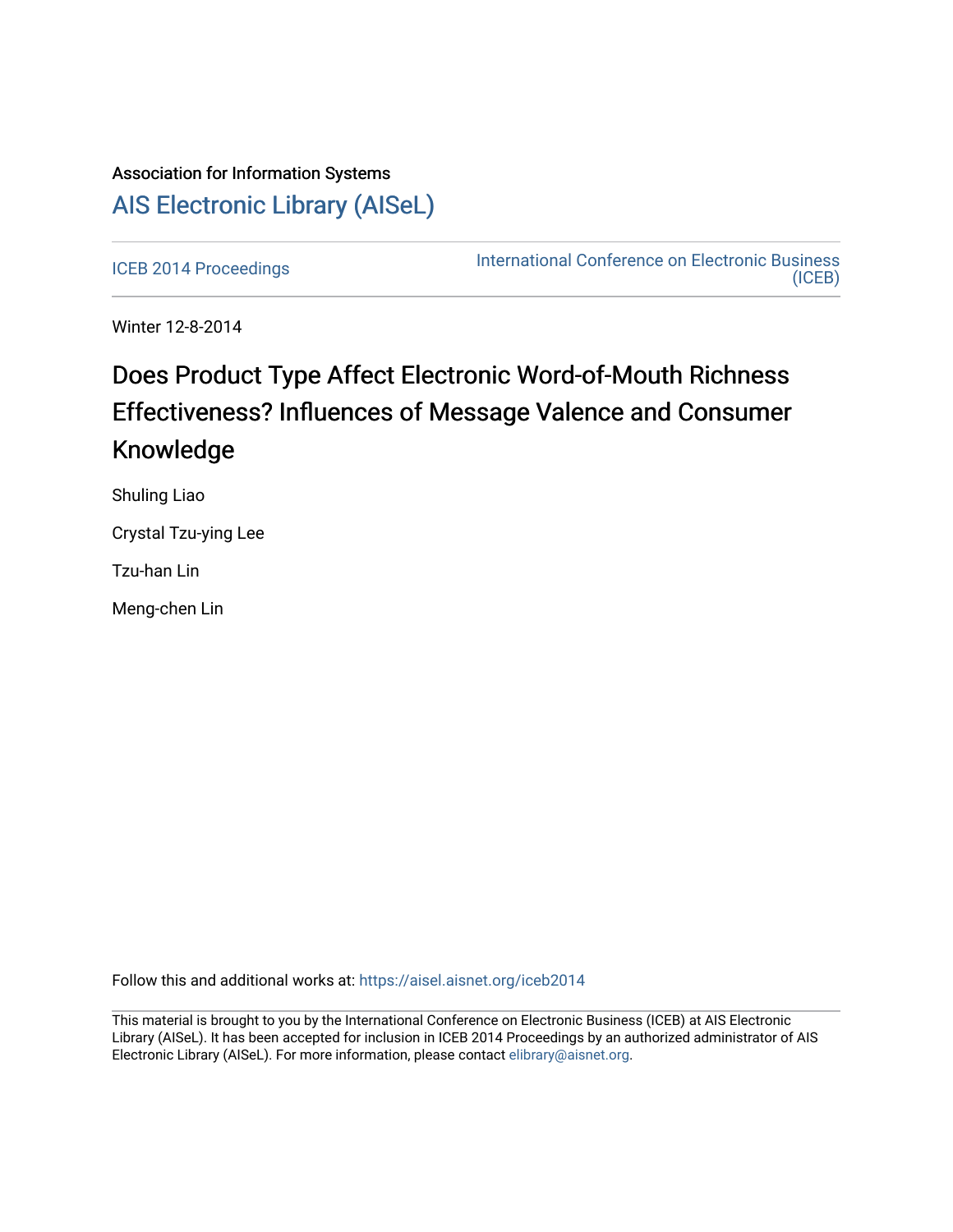Association for Information Systems

# AIS Electronic Library (AISeL)

ICEB 2014 Proceedings

International Conference on Electronic Business (ICEB)

Winter 12-8-2014

# Does Product Type Affect Electronic Word-of-Mouth Richness Effectiveness? Influences of Message Valence and Consumer Knowledge

Shuling Liao

Crystal Tzu-ying Lee

Tzu-han Lin

Meng-chen Lin

Follow this and additional works at: https://aisel.aisnet.org/iceb2014

This material is brought to you by the International Conference on Electronic Business (ICEB) at AIS Electronic Library (AISeL). It has been accepted for inclusion in ICEB 2014 Proceedings by an authorized administrator of AIS Electronic Library (AISeL). For more information, please contact elibrary@aisnet.org.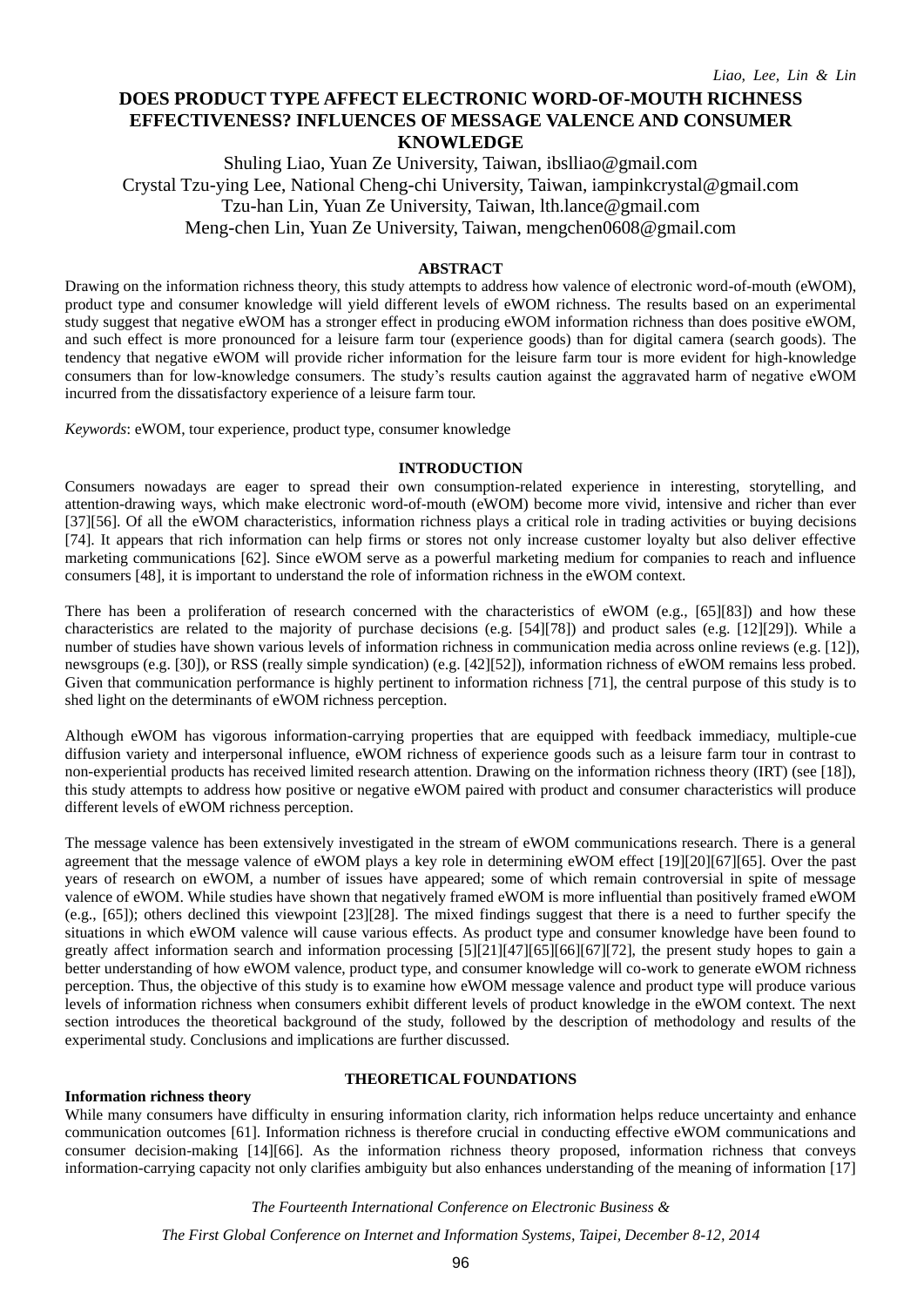# DOES PRODUCT TYPE AFFECT ELECTRONIC WORD-OF-MOUTH RICHNESS EFFECTIVENESS? INFLUENCES OF MESSAGE VALENCE AND CONSUMER KNOWLEDGE

Shuling Liao, Yuan Ze University, Taiwan, ibslliao@gmail.com
Crystal Tzu-ying Lee, National Cheng-chi University, Taiwan, iampinkcrystal@gmail.com
Tzu-han Lin, Yuan Ze University, Taiwan, lth.lance@gmail.com
Meng-chen Lin, Yuan Ze University, Taiwan, mengchen0608@gmail.com

## ABSTRACT

Drawing on the information richness theory, this study attempts to address how valence of electronic word-of-mouth (eWOM), product type and consumer knowledge will yield different levels of eWOM richness. The results based on an experimental study suggest that negative eWOM has a stronger effect in producing eWOM information richness than does positive eWOM, and such effect is more pronounced for a leisure farm tour (experience goods) than for digital camera (search goods). The tendency that negative eWOM will provide richer information for the leisure farm tour is more evident for high-knowledge consumers than for low-knowledge consumers. The study's results caution against the aggravated harm of negative eWOM incurred from the dissatisfactory experience of a leisure farm tour.

*Keywords*: eWOM, tour experience, product type, consumer knowledge

## INTRODUCTION

Consumers nowadays are eager to spread their own consumption-related experience in interesting, storytelling, and attention-drawing ways, which make electronic word-of-mouth (eWOM) become more vivid, intensive and richer than ever [37][56]. Of all the eWOM characteristics, information richness plays a critical role in trading activities or buying decisions [74]. It appears that rich information can help firms or stores not only increase customer loyalty but also deliver effective marketing communications [62]. Since eWOM serve as a powerful marketing medium for companies to reach and influence consumers [48], it is important to understand the role of information richness in the eWOM context.

There has been a proliferation of research concerned with the characteristics of eWOM (e.g., [65][83]) and how these characteristics are related to the majority of purchase decisions (e.g. [54][78]) and product sales (e.g. [12][29]). While a number of studies have shown various levels of information richness in communication media across online reviews (e.g. [12]), newsgroups (e.g. [30]), or RSS (really simple syndication) (e.g. [42][52]), information richness of eWOM remains less probed. Given that communication performance is highly pertinent to information richness [71], the central purpose of this study is to shed light on the determinants of eWOM richness perception.

Although eWOM has vigorous information-carrying properties that are equipped with feedback immediacy, multiple-cue diffusion variety and interpersonal influence, eWOM richness of experience goods such as a leisure farm tour in contrast to non-experiential products has received limited research attention. Drawing on the information richness theory (IRT) (see [18]), this study attempts to address how positive or negative eWOM paired with product and consumer characteristics will produce different levels of eWOM richness perception.

The message valence has been extensively investigated in the stream of eWOM communications research. There is a general agreement that the message valence of eWOM plays a key role in determining eWOM effect [19][20][67][65]. Over the past years of research on eWOM, a number of issues have appeared; some of which remain controversial in spite of message valence of eWOM. While studies have shown that negatively framed eWOM is more influential than positively framed eWOM (e.g., [65]); others declined this viewpoint [23][28]. The mixed findings suggest that there is a need to further specify the situations in which eWOM valence will cause various effects. As product type and consumer knowledge have been found to greatly affect information search and information processing [5][21][47][65][66][67][72], the present study hopes to gain a better understanding of how eWOM valence, product type, and consumer knowledge will co-work to generate eWOM richness perception. Thus, the objective of this study is to examine how eWOM message valence and product type will produce various levels of information richness when consumers exhibit different levels of product knowledge in the eWOM context. The next section introduces the theoretical background of the study, followed by the description of methodology and results of the experimental study. Conclusions and implications are further discussed.

## THEORETICAL FOUNDATIONS

### Information richness theory

While many consumers have difficulty in ensuring information clarity, rich information helps reduce uncertainty and enhance communication outcomes [61]. Information richness is therefore crucial in conducting effective eWOM communications and consumer decision-making [14][66]. As the information richness theory proposed, information richness that conveys information-carrying capacity not only clarifies ambiguity but also enhances understanding of the meaning of information [17]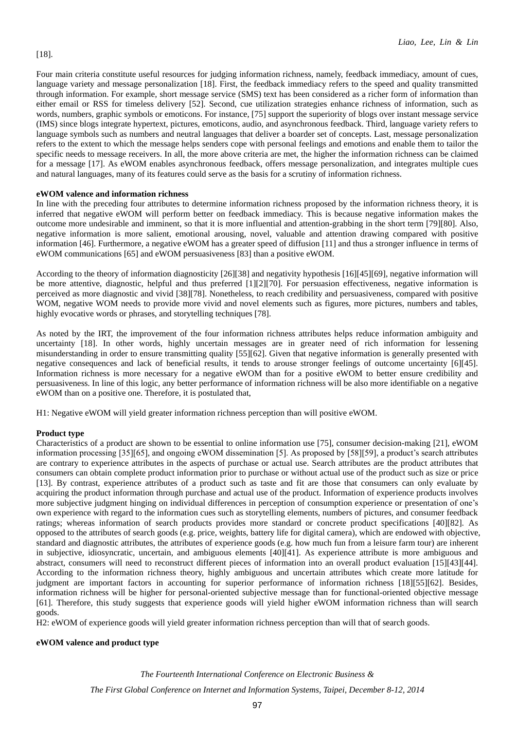[18].

Four main criteria constitute useful resources for judging information richness, namely, feedback immediacy, amount of cues, language variety and message personalization [18]. First, the feedback immediacy refers to the speed and quality transmitted through information. For example, short message service (SMS) text has been considered as a richer form of information than either email or RSS for timeless delivery [52]. Second, cue utilization strategies enhance richness of information, such as words, numbers, graphic symbols or emoticons. For instance, [75] support the superiority of blogs over instant message service (IMS) since blogs integrate hypertext, pictures, emoticons, audio, and asynchronous feedback. Third, language variety refers to language symbols such as numbers and neutral languages that deliver a boarder set of concepts. Last, message personalization refers to the extent to which the message helps senders cope with personal feelings and emotions and enable them to tailor the specific needs to message receivers. In all, the more above criteria are met, the higher the information richness can be claimed for a message [17]. As eWOM enables asynchronous feedback, offers message personalization, and integrates multiple cues and natural languages, many of its features could serve as the basis for a scrutiny of information richness.

**eWOM valence and information richness**

In line with the preceding four attributes to determine information richness proposed by the information richness theory, it is inferred that negative eWOM will perform better on feedback immediacy. This is because negative information makes the outcome more undesirable and imminent, so that it is more influential and attention-grabbing in the short term [79][80]. Also, negative information is more salient, emotional arousing, novel, valuable and attention drawing compared with positive information [46]. Furthermore, a negative eWOM has a greater speed of diffusion [11] and thus a stronger influence in terms of eWOM communications [65] and eWOM persuasiveness [83] than a positive eWOM.

According to the theory of information diagnosticity [26][38] and negativity hypothesis [16][45][69], negative information will be more attentive, diagnostic, helpful and thus preferred [1][2][70]. For persuasion effectiveness, negative information is perceived as more diagnostic and vivid [38][78]. Nonetheless, to reach credibility and persuasiveness, compared with positive WOM, negative WOM needs to provide more vivid and novel elements such as figures, more pictures, numbers and tables, highly evocative words or phrases, and storytelling techniques [78].

As noted by the IRT, the improvement of the four information richness attributes helps reduce information ambiguity and uncertainty [18]. In other words, highly uncertain messages are in greater need of rich information for lessening misunderstanding in order to ensure transmitting quality [55][62]. Given that negative information is generally presented with negative consequences and lack of beneficial results, it tends to arouse stronger feelings of outcome uncertainty [6][45]. Information richness is more necessary for a negative eWOM than for a positive eWOM to better ensure credibility and persuasiveness. In line of this logic, any better performance of information richness will be also more identifiable on a negative eWOM than on a positive one. Therefore, it is postulated that,

H1: Negative eWOM will yield greater information richness perception than will positive eWOM.

**Product type**

Characteristics of a product are shown to be essential to online information use [75], consumer decision-making [21], eWOM information processing [35][65], and ongoing eWOM dissemination [5]. As proposed by [58][59], a product's search attributes are contrary to experience attributes in the aspects of purchase or actual use. Search attributes are the product attributes that consumers can obtain complete product information prior to purchase or without actual use of the product such as size or price [13]. By contrast, experience attributes of a product such as taste and fit are those that consumers can only evaluate by acquiring the product information through purchase and actual use of the product. Information of experience products involves more subjective judgment hinging on individual differences in perception of consumption experience or presentation of one's own experience with regard to the information cues such as storytelling elements, numbers of pictures, and consumer feedback ratings; whereas information of search products provides more standard or concrete product specifications [40][82]. As opposed to the attributes of search goods (e.g. price, weights, battery life for digital camera), which are endowed with objective, standard and diagnostic attributes, the attributes of experience goods (e.g. how much fun from a leisure farm tour) are inherent in subjective, idiosyncratic, uncertain, and ambiguous elements [40][41]. As experience attribute is more ambiguous and abstract, consumers will need to reconstruct different pieces of information into an overall product evaluation [15][43][44]. According to the information richness theory, highly ambiguous and uncertain attributes which create more latitude for judgment are important factors in accounting for superior performance of information richness [18][55][62]. Besides, information richness will be higher for personal-oriented subjective message than for functional-oriented objective message [61]. Therefore, this study suggests that experience goods will yield higher eWOM information richness than will search goods.

H2: eWOM of experience goods will yield greater information richness perception than will that of search goods.

**eWOM valence and product type**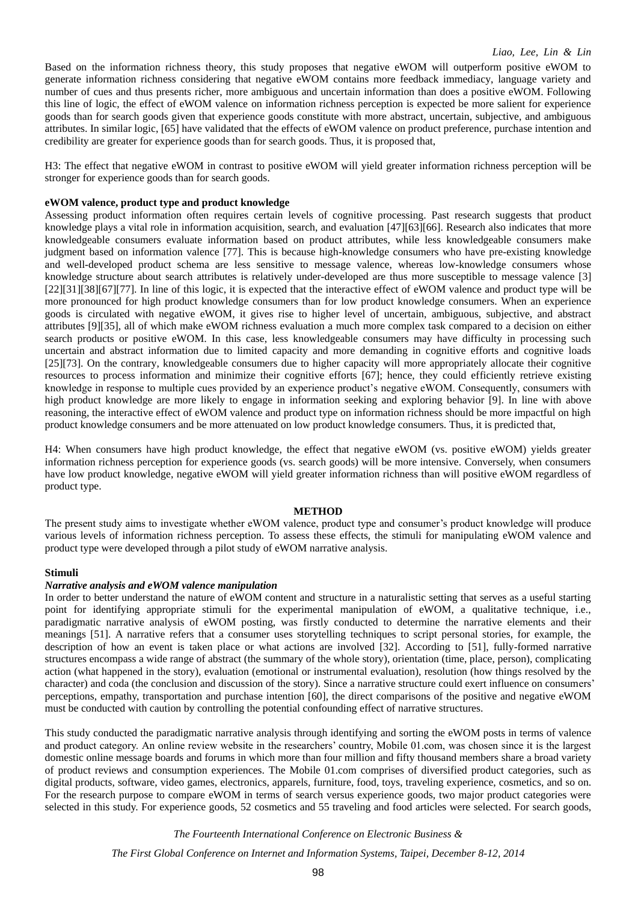Based on the information richness theory, this study proposes that negative eWOM will outperform positive eWOM to generate information richness considering that negative eWOM contains more feedback immediacy, language variety and number of cues and thus presents richer, more ambiguous and uncertain information than does a positive eWOM. Following this line of logic, the effect of eWOM valence on information richness perception is expected be more salient for experience goods than for search goods given that experience goods constitute with more abstract, uncertain, subjective, and ambiguous attributes. In similar logic, [65] have validated that the effects of eWOM valence on product preference, purchase intention and credibility are greater for experience goods than for search goods. Thus, it is proposed that,

H3: The effect that negative eWOM in contrast to positive eWOM will yield greater information richness perception will be stronger for experience goods than for search goods.

**eWOM valence, product type and product knowledge**

Assessing product information often requires certain levels of cognitive processing. Past research suggests that product knowledge plays a vital role in information acquisition, search, and evaluation [47][63][66]. Research also indicates that more knowledgeable consumers evaluate information based on product attributes, while less knowledgeable consumers make judgment based on information valence [77]. This is because high-knowledge consumers who have pre-existing knowledge and well-developed product schema are less sensitive to message valence, whereas low-knowledge consumers whose knowledge structure about search attributes is relatively under-developed are thus more susceptible to message valence [3][22][31][38][67][77]. In line of this logic, it is expected that the interactive effect of eWOM valence and product type will be more pronounced for high product knowledge consumers than for low product knowledge consumers. When an experience goods is circulated with negative eWOM, it gives rise to higher level of uncertain, ambiguous, subjective, and abstract attributes [9][35], all of which make eWOM richness evaluation a much more complex task compared to a decision on either search products or positive eWOM. In this case, less knowledgeable consumers may have difficulty in processing such uncertain and abstract information due to limited capacity and more demanding in cognitive efforts and cognitive loads [25][73]. On the contrary, knowledgeable consumers due to higher capacity will more appropriately allocate their cognitive resources to process information and minimize their cognitive efforts [67]; hence, they could efficiently retrieve existing knowledge in response to multiple cues provided by an experience product's negative eWOM. Consequently, consumers with high product knowledge are more likely to engage in information seeking and exploring behavior [9]. In line with above reasoning, the interactive effect of eWOM valence and product type on information richness should be more impactful on high product knowledge consumers and be more attenuated on low product knowledge consumers. Thus, it is predicted that,

H4: When consumers have high product knowledge, the effect that negative eWOM (vs. positive eWOM) yields greater information richness perception for experience goods (vs. search goods) will be more intensive. Conversely, when consumers have low product knowledge, negative eWOM will yield greater information richness than will positive eWOM regardless of product type.

## METHOD

The present study aims to investigate whether eWOM valence, product type and consumer's product knowledge will produce various levels of information richness perception. To assess these effects, the stimuli for manipulating eWOM valence and product type were developed through a pilot study of eWOM narrative analysis.

### Stimuli

#### *Narrative analysis and eWOM valence manipulation*

In order to better understand the nature of eWOM content and structure in a naturalistic setting that serves as a useful starting point for identifying appropriate stimuli for the experimental manipulation of eWOM, a qualitative technique, i.e., paradigmatic narrative analysis of eWOM posting, was firstly conducted to determine the narrative elements and their meanings [51]. A narrative refers that a consumer uses storytelling techniques to script personal stories, for example, the description of how an event is taken place or what actions are involved [32]. According to [51], fully-formed narrative structures encompass a wide range of abstract (the summary of the whole story), orientation (time, place, person), complicating action (what happened in the story), evaluation (emotional or instrumental evaluation), resolution (how things resolved by the character) and coda (the conclusion and discussion of the story). Since a narrative structure could exert influence on consumers' perceptions, empathy, transportation and purchase intention [60], the direct comparisons of the positive and negative eWOM must be conducted with caution by controlling the potential confounding effect of narrative structures.

This study conducted the paradigmatic narrative analysis through identifying and sorting the eWOM posts in terms of valence and product category. An online review website in the researchers' country, Mobile 01.com, was chosen since it is the largest domestic online message boards and forums in which more than four million and fifty thousand members share a broad variety of product reviews and consumption experiences. The Mobile 01.com comprises of diversified product categories, such as digital products, software, video games, electronics, apparels, furniture, food, toys, traveling experience, cosmetics, and so on. For the research purpose to compare eWOM in terms of search versus experience goods, two major product categories were selected in this study. For experience goods, 52 cosmetics and 55 traveling and food articles were selected. For search goods,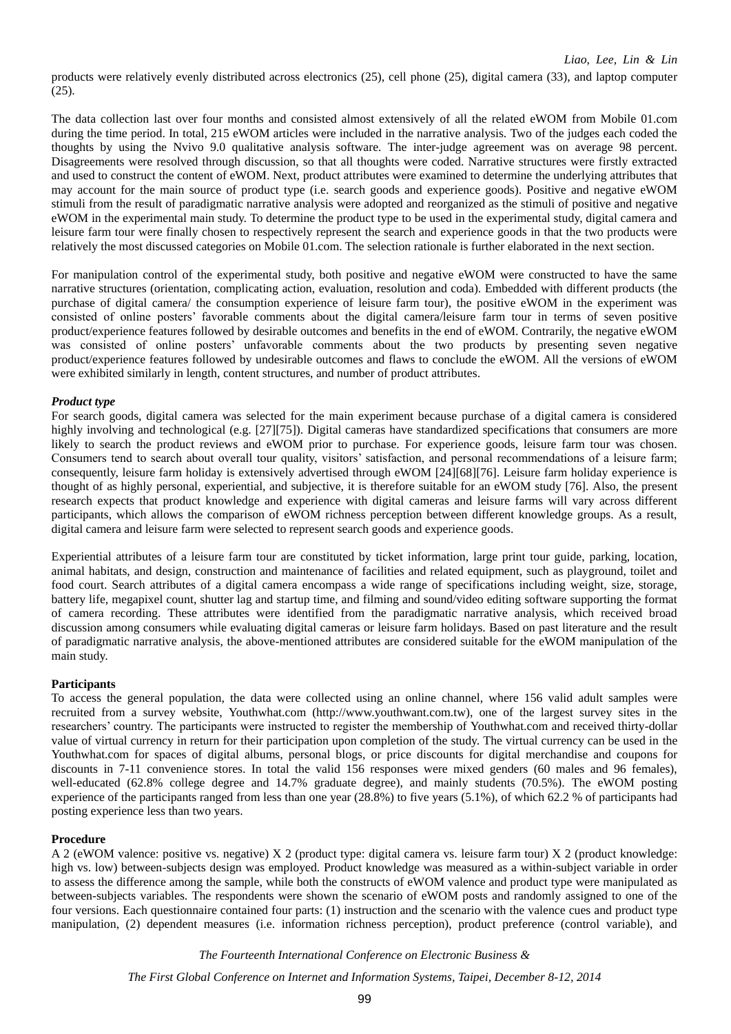products were relatively evenly distributed across electronics (25), cell phone (25), digital camera (33), and laptop computer (25).

The data collection last over four months and consisted almost extensively of all the related eWOM from Mobile 01.com during the time period. In total, 215 eWOM articles were included in the narrative analysis. Two of the judges each coded the thoughts by using the Nvivo 9.0 qualitative analysis software. The inter-judge agreement was on average 98 percent. Disagreements were resolved through discussion, so that all thoughts were coded. Narrative structures were firstly extracted and used to construct the content of eWOM. Next, product attributes were examined to determine the underlying attributes that may account for the main source of product type (i.e. search goods and experience goods). Positive and negative eWOM stimuli from the result of paradigmatic narrative analysis were adopted and reorganized as the stimuli of positive and negative eWOM in the experimental main study. To determine the product type to be used in the experimental study, digital camera and leisure farm tour were finally chosen to respectively represent the search and experience goods in that the two products were relatively the most discussed categories on Mobile 01.com. The selection rationale is further elaborated in the next section.

For manipulation control of the experimental study, both positive and negative eWOM were constructed to have the same narrative structures (orientation, complicating action, evaluation, resolution and coda). Embedded with different products (the purchase of digital camera/ the consumption experience of leisure farm tour), the positive eWOM in the experiment was consisted of online posters' favorable comments about the digital camera/leisure farm tour in terms of seven positive product/experience features followed by desirable outcomes and benefits in the end of eWOM. Contrarily, the negative eWOM was consisted of online posters' unfavorable comments about the two products by presenting seven negative product/experience features followed by undesirable outcomes and flaws to conclude the eWOM. All the versions of eWOM were exhibited similarly in length, content structures, and number of product attributes.

***Product type***

For search goods, digital camera was selected for the main experiment because purchase of a digital camera is considered highly involving and technological (e.g. [27][75]). Digital cameras have standardized specifications that consumers are more likely to search the product reviews and eWOM prior to purchase. For experience goods, leisure farm tour was chosen. Consumers tend to search about overall tour quality, visitors' satisfaction, and personal recommendations of a leisure farm; consequently, leisure farm holiday is extensively advertised through eWOM [24][68][76]. Leisure farm holiday experience is thought of as highly personal, experiential, and subjective, it is therefore suitable for an eWOM study [76]. Also, the present research expects that product knowledge and experience with digital cameras and leisure farms will vary across different participants, which allows the comparison of eWOM richness perception between different knowledge groups. As a result, digital camera and leisure farm were selected to represent search goods and experience goods.

Experiential attributes of a leisure farm tour are constituted by ticket information, large print tour guide, parking, location, animal habitats, and design, construction and maintenance of facilities and related equipment, such as playground, toilet and food court. Search attributes of a digital camera encompass a wide range of specifications including weight, size, storage, battery life, megapixel count, shutter lag and startup time, and filming and sound/video editing software supporting the format of camera recording. These attributes were identified from the paradigmatic narrative analysis, which received broad discussion among consumers while evaluating digital cameras or leisure farm holidays. Based on past literature and the result of paradigmatic narrative analysis, the above-mentioned attributes are considered suitable for the eWOM manipulation of the main study.

**Participants**

To access the general population, the data were collected using an online channel, where 156 valid adult samples were recruited from a survey website, Youthwhat.com (http://www.youthwant.com.tw), one of the largest survey sites in the researchers' country. The participants were instructed to register the membership of Youthwhat.com and received thirty-dollar value of virtual currency in return for their participation upon completion of the study. The virtual currency can be used in the Youthwhat.com for spaces of digital albums, personal blogs, or price discounts for digital merchandise and coupons for discounts in 7-11 convenience stores. In total the valid 156 responses were mixed genders (60 males and 96 females), well-educated (62.8% college degree and 14.7% graduate degree), and mainly students (70.5%). The eWOM posting experience of the participants ranged from less than one year (28.8%) to five years (5.1%), of which 62.2 % of participants had posting experience less than two years.

**Procedure**

A 2 (eWOM valence: positive vs. negative) X 2 (product type: digital camera vs. leisure farm tour) X 2 (product knowledge: high vs. low) between-subjects design was employed. Product knowledge was measured as a within-subject variable in order to assess the difference among the sample, while both the constructs of eWOM valence and product type were manipulated as between-subjects variables. The respondents were shown the scenario of eWOM posts and randomly assigned to one of the four versions. Each questionnaire contained four parts: (1) instruction and the scenario with the valence cues and product type manipulation, (2) dependent measures (i.e. information richness perception), product preference (control variable), and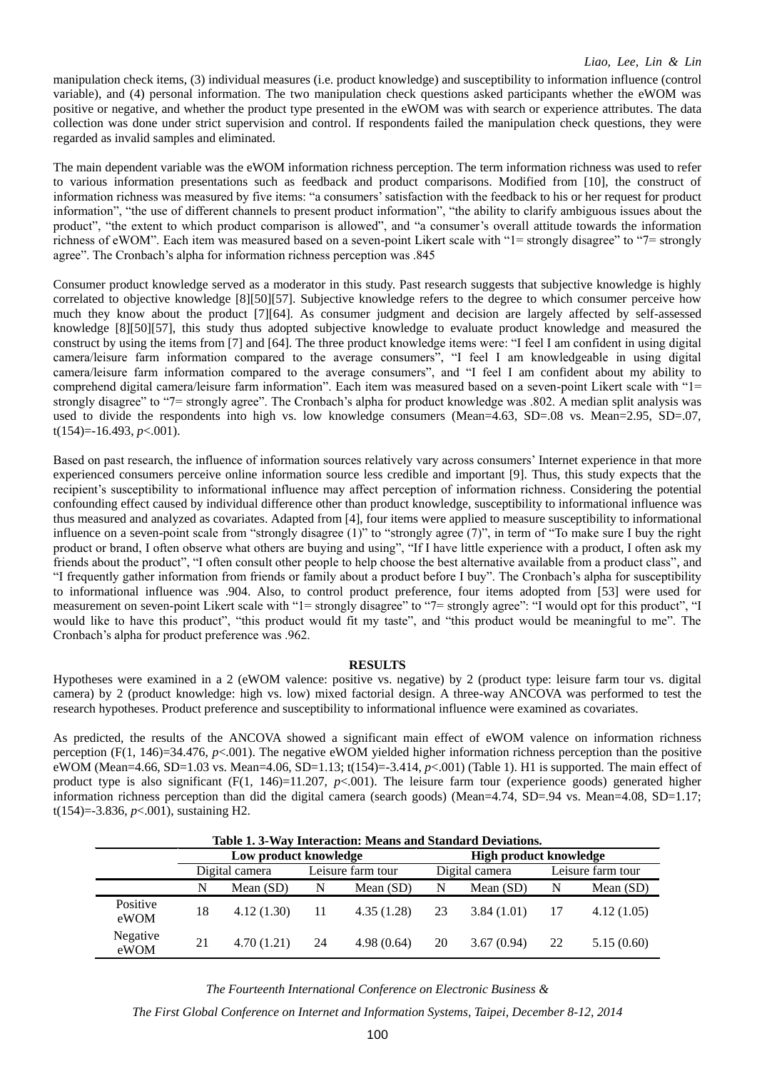manipulation check items, (3) individual measures (i.e. product knowledge) and susceptibility to information influence (control variable), and (4) personal information. The two manipulation check questions asked participants whether the eWOM was positive or negative, and whether the product type presented in the eWOM was with search or experience attributes. The data collection was done under strict supervision and control. If respondents failed the manipulation check questions, they were regarded as invalid samples and eliminated.

The main dependent variable was the eWOM information richness perception. The term information richness was used to refer to various information presentations such as feedback and product comparisons. Modified from [10], the construct of information richness was measured by five items: "a consumers' satisfaction with the feedback to his or her request for product information", "the use of different channels to present product information", "the ability to clarify ambiguous issues about the product", "the extent to which product comparison is allowed", and "a consumer's overall attitude towards the information richness of eWOM". Each item was measured based on a seven-point Likert scale with "1= strongly disagree" to "7= strongly agree". The Cronbach's alpha for information richness perception was .845

Consumer product knowledge served as a moderator in this study. Past research suggests that subjective knowledge is highly correlated to objective knowledge [8][50][57]. Subjective knowledge refers to the degree to which consumer perceive how much they know about the product [7][64]. As consumer judgment and decision are largely affected by self-assessed knowledge [8][50][57], this study thus adopted subjective knowledge to evaluate product knowledge and measured the construct by using the items from [7] and [64]. The three product knowledge items were: "I feel I am confident in using digital camera/leisure farm information compared to the average consumers", "I feel I am knowledgeable in using digital camera/leisure farm information compared to the average consumers", and "I feel I am confident about my ability to comprehend digital camera/leisure farm information". Each item was measured based on a seven-point Likert scale with "1= strongly disagree" to "7= strongly agree". The Cronbach's alpha for product knowledge was .802. A median split analysis was used to divide the respondents into high vs. low knowledge consumers (Mean=4.63, SD=.08 vs. Mean=2.95, SD=.07, $t(154)=-16.493$, $p<.001$).

Based on past research, the influence of information sources relatively vary across consumers' Internet experience in that more experienced consumers perceive online information source less credible and important [9]. Thus, this study expects that the recipient's susceptibility to informational influence may affect perception of information richness. Considering the potential confounding effect caused by individual difference other than product knowledge, susceptibility to informational influence was thus measured and analyzed as covariates. Adapted from [4], four items were applied to measure susceptibility to informational influence on a seven-point scale from "strongly disagree (1)" to "strongly agree (7)", in term of "To make sure I buy the right product or brand, I often observe what others are buying and using", "If I have little experience with a product, I often ask my friends about the product", "I often consult other people to help choose the best alternative available from a product class", and "I frequently gather information from friends or family about a product before I buy". The Cronbach's alpha for susceptibility to informational influence was .904. Also, to control product preference, four items adopted from [53] were used for measurement on seven-point Likert scale with "1= strongly disagree" to "7= strongly agree": "I would opt for this product", "I would like to have this product", "this product would fit my taste", and "this product would be meaningful to me". The Cronbach's alpha for product preference was .962.

## RESULTS

Hypotheses were examined in a 2 (eWOM valence: positive vs. negative) by 2 (product type: leisure farm tour vs. digital camera) by 2 (product knowledge: high vs. low) mixed factorial design. A three-way ANCOVA was performed to test the research hypotheses. Product preference and susceptibility to informational influence were examined as covariates.

As predicted, the results of the ANCOVA showed a significant main effect of eWOM valence on information richness perception ($F(1, 146)=34.476$, $p<.001$). The negative eWOM yielded higher information richness perception than the positive eWOM (Mean=4.66, SD=1.03 vs. Mean=4.06, SD=1.13; $t(154)=-3.414$, $p<.001$) (Table 1). H1 is supported. The main effect of product type is also significant ($F(1, 146)=11.207$, $p<.001$). The leisure farm tour (experience goods) generated higher information richness perception than did the digital camera (search goods) (Mean=4.74, SD=.94 vs. Mean=4.08, SD=1.17; $t(154)=-3.836$, $p<.001$), sustaining H2.

**Table 1. 3-Way Interaction: Means and Standard Deviations.**

| | Low product knowledge | | | | High product knowledge | | | |
|---|---|---|---|---|---|---|---|---|
| | Digital camera | | Leisure farm tour | | Digital camera | | Leisure farm tour | |
| | N | Mean (SD) | N | Mean (SD) | N | Mean (SD) | N | Mean (SD) |
| Positive eWOM | 18 | 4.12 (1.30) | 11 | 4.35 (1.28) | 23 | 3.84 (1.01) | 17 | 4.12 (1.05) |
| Negative eWOM | 21 | 4.70 (1.21) | 24 | 4.98 (0.64) | 20 | 3.67 (0.94) | 22 | 5.15 (0.60) |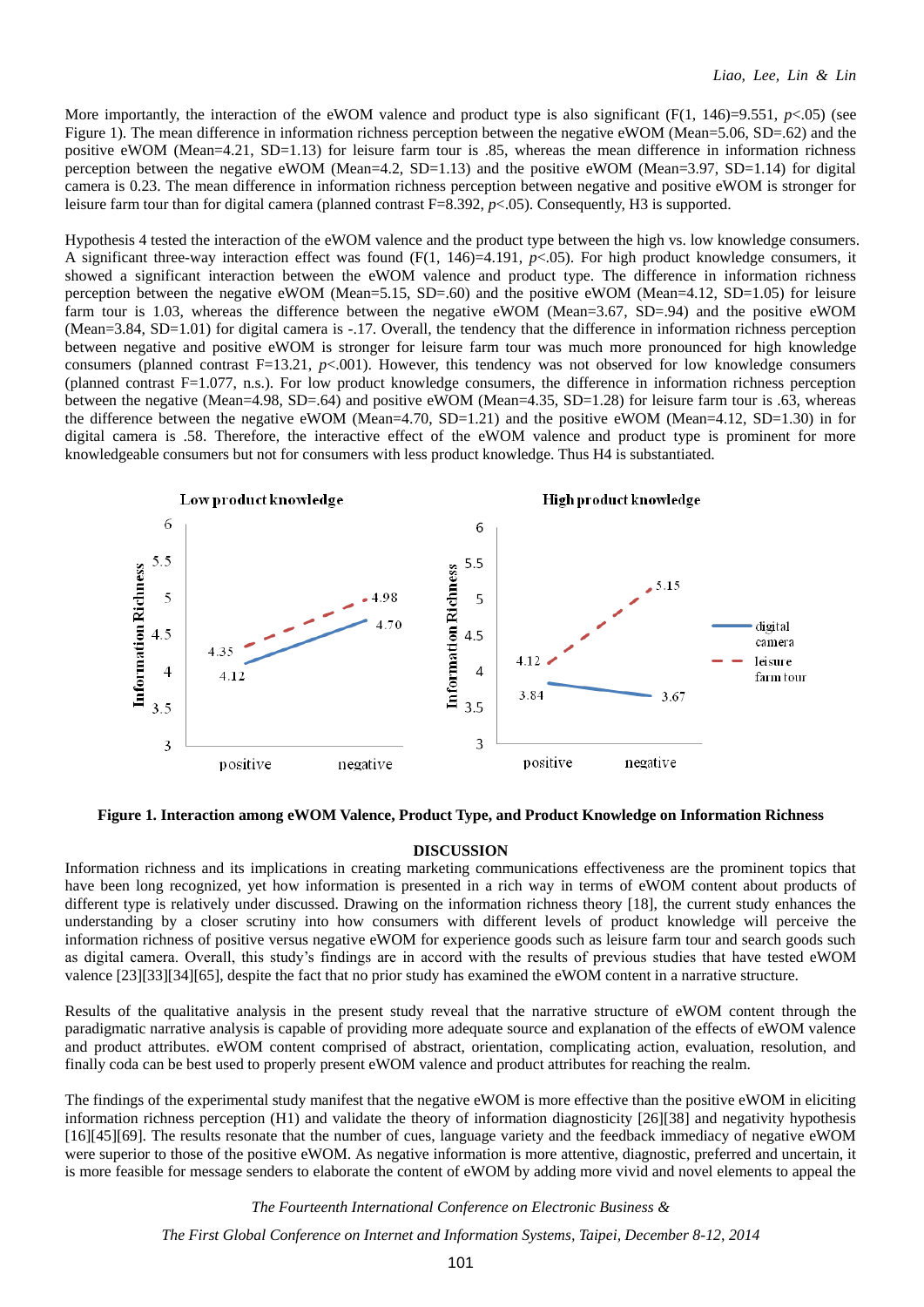More importantly, the interaction of the eWOM valence and product type is also significant (F(1, 146)=9.551, *p*<.05) (see Figure 1). The mean difference in information richness perception between the negative eWOM (Mean=5.06, SD=.62) and the positive eWOM (Mean=4.21, SD=1.13) for leisure farm tour is .85, whereas the mean difference in information richness perception between the negative eWOM (Mean=4.2, SD=1.13) and the positive eWOM (Mean=3.97, SD=1.14) for digital camera is 0.23. The mean difference in information richness perception between negative and positive eWOM is stronger for leisure farm tour than for digital camera (planned contrast F=8.392, *p*<.05). Consequently, H3 is supported.

Hypothesis 4 tested the interaction of the eWOM valence and the product type between the high vs. low knowledge consumers. A significant three-way interaction effect was found (F(1, 146)=4.191, *p*<.05). For high product knowledge consumers, it showed a significant interaction between the eWOM valence and product type. The difference in information richness perception between the negative eWOM (Mean=5.15, SD=.60) and the positive eWOM (Mean=4.12, SD=1.05) for leisure farm tour is 1.03, whereas the difference between the negative eWOM (Mean=3.67, SD=.94) and the positive eWOM (Mean=3.84, SD=1.01) for digital camera is -.17. Overall, the tendency that the difference in information richness perception between negative and positive eWOM is stronger for leisure farm tour was much more pronounced for high knowledge consumers (planned contrast F=13.21, *p*<.001). However, this tendency was not observed for low knowledge consumers (planned contrast F=1.077, n.s.). For low product knowledge consumers, the difference in information richness perception between the negative (Mean=4.98, SD=.64) and positive eWOM (Mean=4.35, SD=1.28) for leisure farm tour is .63, whereas the difference between the negative eWOM (Mean=4.70, SD=1.21) and the positive eWOM (Mean=4.12, SD=1.30) in for digital camera is .58. Therefore, the interactive effect of the eWOM valence and product type is prominent for more knowledgeable consumers but not for consumers with less product knowledge. Thus H4 is substantiated.

**Figure 1. Interaction among eWOM Valence, Product Type, and Product Knowledge on Information Richness**

## DISCUSSION

Information richness and its implications in creating marketing communications effectiveness are the prominent topics that have been long recognized, yet how information is presented in a rich way in terms of eWOM content about products of different type is relatively under discussed. Drawing on the information richness theory [18], the current study enhances the understanding by a closer scrutiny into how consumers with different levels of product knowledge will perceive the information richness of positive versus negative eWOM for experience goods such as leisure farm tour and search goods such as digital camera. Overall, this study's findings are in accord with the results of previous studies that have tested eWOM valence [23][33][34][65], despite the fact that no prior study has examined the eWOM content in a narrative structure.

Results of the qualitative analysis in the present study reveal that the narrative structure of eWOM content through the paradigmatic narrative analysis is capable of providing more adequate source and explanation of the effects of eWOM valence and product attributes. eWOM content comprised of abstract, orientation, complicating action, evaluation, resolution, and finally coda can be best used to properly present eWOM valence and product attributes for reaching the realm.

The findings of the experimental study manifest that the negative eWOM is more effective than the positive eWOM in eliciting information richness perception (H1) and validate the theory of information diagnosticity [26][38] and negativity hypothesis [16][45][69]. The results resonate that the number of cues, language variety and the feedback immediacy of negative eWOM were superior to those of the positive eWOM. As negative information is more attentive, diagnostic, preferred and uncertain, it is more feasible for message senders to elaborate the content of eWOM by adding more vivid and novel elements to appeal the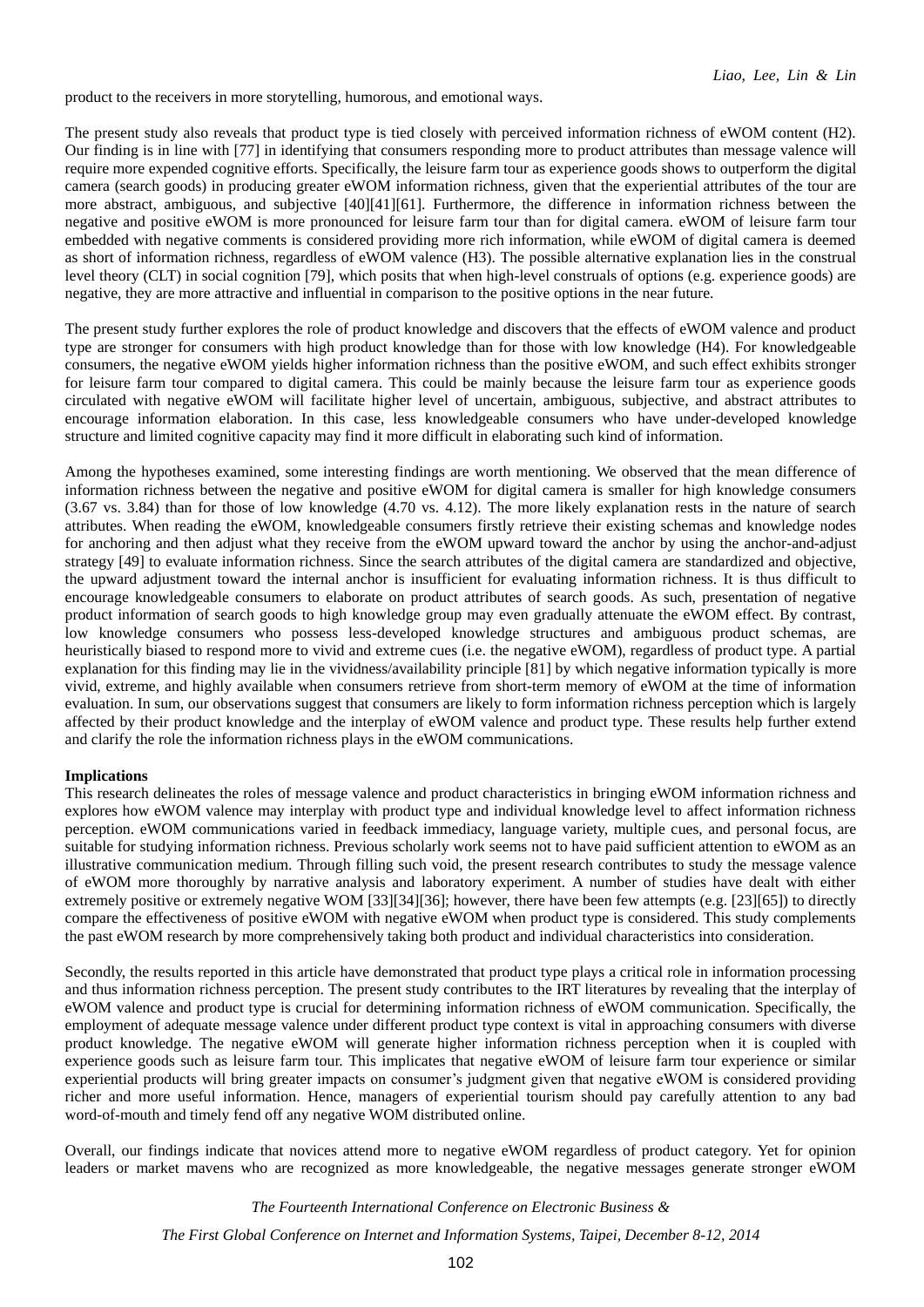product to the receivers in more storytelling, humorous, and emotional ways.

The present study also reveals that product type is tied closely with perceived information richness of eWOM content (H2). Our finding is in line with [77] in identifying that consumers responding more to product attributes than message valence will require more expended cognitive efforts. Specifically, the leisure farm tour as experience goods shows to outperform the digital camera (search goods) in producing greater eWOM information richness, given that the experiential attributes of the tour are more abstract, ambiguous, and subjective [40][41][61]. Furthermore, the difference in information richness between the negative and positive eWOM is more pronounced for leisure farm tour than for digital camera. eWOM of leisure farm tour embedded with negative comments is considered providing more rich information, while eWOM of digital camera is deemed as short of information richness, regardless of eWOM valence (H3). The possible alternative explanation lies in the construal level theory (CLT) in social cognition [79], which posits that when high-level construals of options (e.g. experience goods) are negative, they are more attractive and influential in comparison to the positive options in the near future.

The present study further explores the role of product knowledge and discovers that the effects of eWOM valence and product type are stronger for consumers with high product knowledge than for those with low knowledge (H4). For knowledgeable consumers, the negative eWOM yields higher information richness than the positive eWOM, and such effect exhibits stronger for leisure farm tour compared to digital camera. This could be mainly because the leisure farm tour as experience goods circulated with negative eWOM will facilitate higher level of uncertain, ambiguous, subjective, and abstract attributes to encourage information elaboration. In this case, less knowledgeable consumers who have under-developed knowledge structure and limited cognitive capacity may find it more difficult in elaborating such kind of information.

Among the hypotheses examined, some interesting findings are worth mentioning. We observed that the mean difference of information richness between the negative and positive eWOM for digital camera is smaller for high knowledge consumers (3.67 vs. 3.84) than for those of low knowledge (4.70 vs. 4.12). The more likely explanation rests in the nature of search attributes. When reading the eWOM, knowledgeable consumers firstly retrieve their existing schemas and knowledge nodes for anchoring and then adjust what they receive from the eWOM upward toward the anchor by using the anchor-and-adjust strategy [49] to evaluate information richness. Since the search attributes of the digital camera are standardized and objective, the upward adjustment toward the internal anchor is insufficient for evaluating information richness. It is thus difficult to encourage knowledgeable consumers to elaborate on product attributes of search goods. As such, presentation of negative product information of search goods to high knowledge group may even gradually attenuate the eWOM effect. By contrast, low knowledge consumers who possess less-developed knowledge structures and ambiguous product schemas, are heuristically biased to respond more to vivid and extreme cues (i.e. the negative eWOM), regardless of product type. A partial explanation for this finding may lie in the vividness/availability principle [81] by which negative information typically is more vivid, extreme, and highly available when consumers retrieve from short-term memory of eWOM at the time of information evaluation. In sum, our observations suggest that consumers are likely to form information richness perception which is largely affected by their product knowledge and the interplay of eWOM valence and product type. These results help further extend and clarify the role the information richness plays in the eWOM communications.

**Implications**

This research delineates the roles of message valence and product characteristics in bringing eWOM information richness and explores how eWOM valence may interplay with product type and individual knowledge level to affect information richness perception. eWOM communications varied in feedback immediacy, language variety, multiple cues, and personal focus, are suitable for studying information richness. Previous scholarly work seems not to have paid sufficient attention to eWOM as an illustrative communication medium. Through filling such void, the present research contributes to study the message valence of eWOM more thoroughly by narrative analysis and laboratory experiment. A number of studies have dealt with either extremely positive or extremely negative WOM [33][34][36]; however, there have been few attempts (e.g. [23][65]) to directly compare the effectiveness of positive eWOM with negative eWOM when product type is considered. This study complements the past eWOM research by more comprehensively taking both product and individual characteristics into consideration.

Secondly, the results reported in this article have demonstrated that product type plays a critical role in information processing and thus information richness perception. The present study contributes to the IRT literatures by revealing that the interplay of eWOM valence and product type is crucial for determining information richness of eWOM communication. Specifically, the employment of adequate message valence under different product type context is vital in approaching consumers with diverse product knowledge. The negative eWOM will generate higher information richness perception when it is coupled with experience goods such as leisure farm tour. This implicates that negative eWOM of leisure farm tour experience or similar experiential products will bring greater impacts on consumer's judgment given that negative eWOM is considered providing richer and more useful information. Hence, managers of experiential tourism should pay carefully attention to any bad word-of-mouth and timely fend off any negative WOM distributed online.

Overall, our findings indicate that novices attend more to negative eWOM regardless of product category. Yet for opinion leaders or market mavens who are recognized as more knowledgeable, the negative messages generate stronger eWOM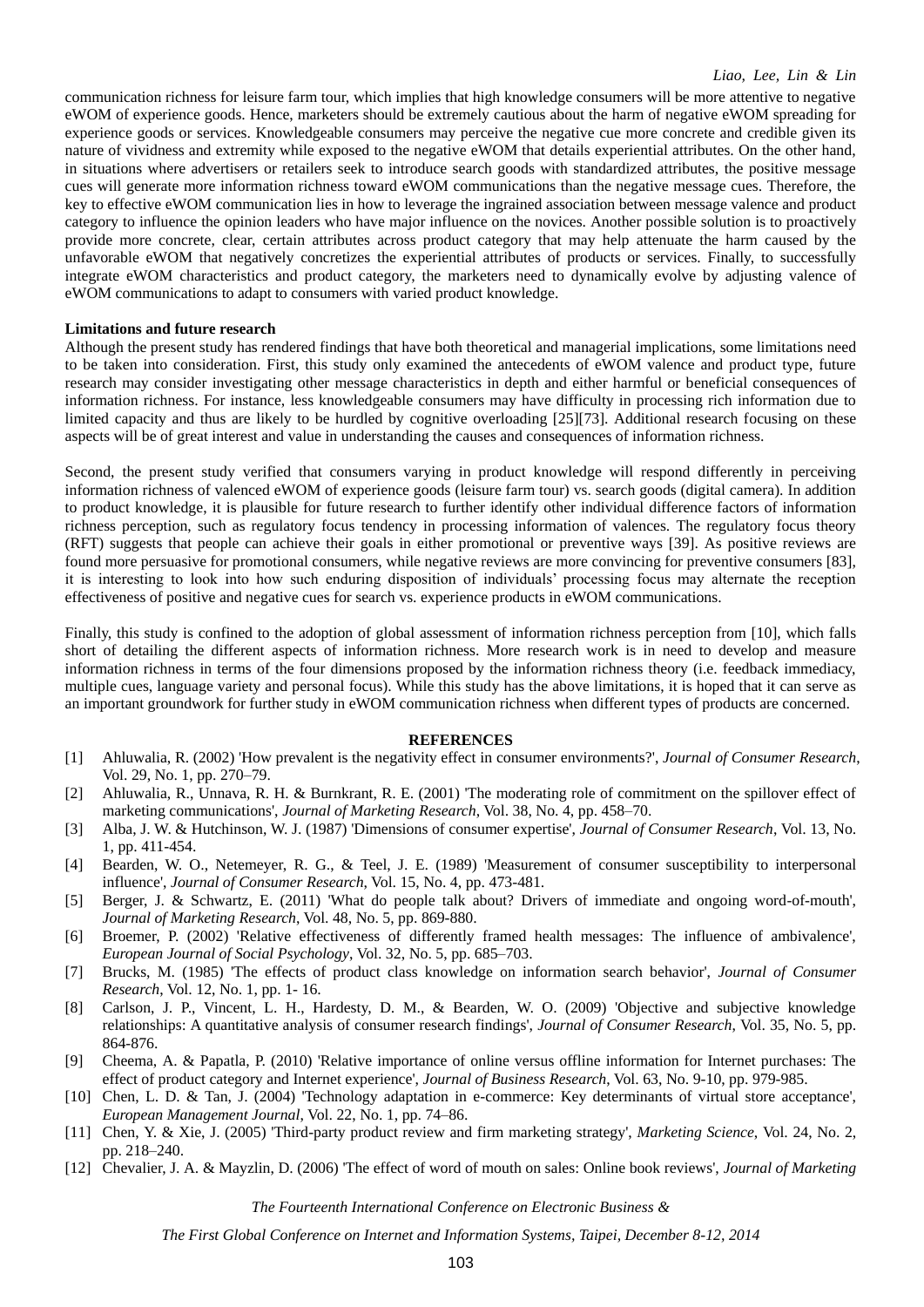communication richness for leisure farm tour, which implies that high knowledge consumers will be more attentive to negative eWOM of experience goods. Hence, marketers should be extremely cautious about the harm of negative eWOM spreading for experience goods or services. Knowledgeable consumers may perceive the negative cue more concrete and credible given its nature of vividness and extremity while exposed to the negative eWOM that details experiential attributes. On the other hand, in situations where advertisers or retailers seek to introduce search goods with standardized attributes, the positive message cues will generate more information richness toward eWOM communications than the negative message cues. Therefore, the key to effective eWOM communication lies in how to leverage the ingrained association between message valence and product category to influence the opinion leaders who have major influence on the novices. Another possible solution is to proactively provide more concrete, clear, certain attributes across product category that may help attenuate the harm caused by the unfavorable eWOM that negatively concretizes the experiential attributes of products or services. Finally, to successfully integrate eWOM characteristics and product category, the marketers need to dynamically evolve by adjusting valence of eWOM communications to adapt to consumers with varied product knowledge.

**Limitations and future research**

Although the present study has rendered findings that have both theoretical and managerial implications, some limitations need to be taken into consideration. First, this study only examined the antecedents of eWOM valence and product type, future research may consider investigating other message characteristics in depth and either harmful or beneficial consequences of information richness. For instance, less knowledgeable consumers may have difficulty in processing rich information due to limited capacity and thus are likely to be hurdled by cognitive overloading [25][73]. Additional research focusing on these aspects will be of great interest and value in understanding the causes and consequences of information richness.

Second, the present study verified that consumers varying in product knowledge will respond differently in perceiving information richness of valenced eWOM of experience goods (leisure farm tour) vs. search goods (digital camera). In addition to product knowledge, it is plausible for future research to further identify other individual difference factors of information richness perception, such as regulatory focus tendency in processing information of valences. The regulatory focus theory (RFT) suggests that people can achieve their goals in either promotional or preventive ways [39]. As positive reviews are found more persuasive for promotional consumers, while negative reviews are more convincing for preventive consumers [83], it is interesting to look into how such enduring disposition of individuals' processing focus may alternate the reception effectiveness of positive and negative cues for search vs. experience products in eWOM communications.

Finally, this study is confined to the adoption of global assessment of information richness perception from [10], which falls short of detailing the different aspects of information richness. More research work is in need to develop and measure information richness in terms of the four dimensions proposed by the information richness theory (i.e. feedback immediacy, multiple cues, language variety and personal focus). While this study has the above limitations, it is hoped that it can serve as an important groundwork for further study in eWOM communication richness when different types of products are concerned.

## REFERENCES

[1] Ahluwalia, R. (2002) 'How prevalent is the negativity effect in consumer environments?', *Journal of Consumer Research*, Vol. 29, No. 1, pp. 270–79.

[2] Ahluwalia, R., Unnava, R. H. & Burnkrant, R. E. (2001) 'The moderating role of commitment on the spillover effect of marketing communications', *Journal of Marketing Research*, Vol. 38, No. 4, pp. 458–70.

[3] Alba, J. W. & Hutchinson, W. J. (1987) 'Dimensions of consumer expertise', *Journal of Consumer Research*, Vol. 13, No. 1, pp. 411-454.

[4] Bearden, W. O., Netemeyer, R. G., & Teel, J. E. (1989) 'Measurement of consumer susceptibility to interpersonal influence', *Journal of Consumer Research*, Vol. 15, No. 4, pp. 473-481.

[5] Berger, J. & Schwartz, E. (2011) 'What do people talk about? Drivers of immediate and ongoing word-of-mouth', *Journal of Marketing Research*, Vol. 48, No. 5, pp. 869-880.

[6] Broemer, P. (2002) 'Relative effectiveness of differently framed health messages: The influence of ambivalence', *European Journal of Social Psychology*, Vol. 32, No. 5, pp. 685–703.

[7] Brucks, M. (1985) 'The effects of product class knowledge on information search behavior', *Journal of Consumer Research*, Vol. 12, No. 1, pp. 1- 16.

[8] Carlson, J. P., Vincent, L. H., Hardesty, D. M., & Bearden, W. O. (2009) 'Objective and subjective knowledge relationships: A quantitative analysis of consumer research findings', *Journal of Consumer Research*, Vol. 35, No. 5, pp. 864-876.

[9] Cheema, A. & Papatla, P. (2010) 'Relative importance of online versus offline information for Internet purchases: The effect of product category and Internet experience', *Journal of Business Research*, Vol. 63, No. 9-10, pp. 979-985.

[10] Chen, L. D. & Tan, J. (2004) 'Technology adaptation in e-commerce: Key determinants of virtual store acceptance', *European Management Journal*, Vol. 22, No. 1, pp. 74–86.

[11] Chen, Y. & Xie, J. (2005) 'Third-party product review and firm marketing strategy', *Marketing Science*, Vol. 24, No. 2, pp. 218–240.

[12] Chevalier, J. A. & Mayzlin, D. (2006) 'The effect of word of mouth on sales: Online book reviews', *Journal of Marketing*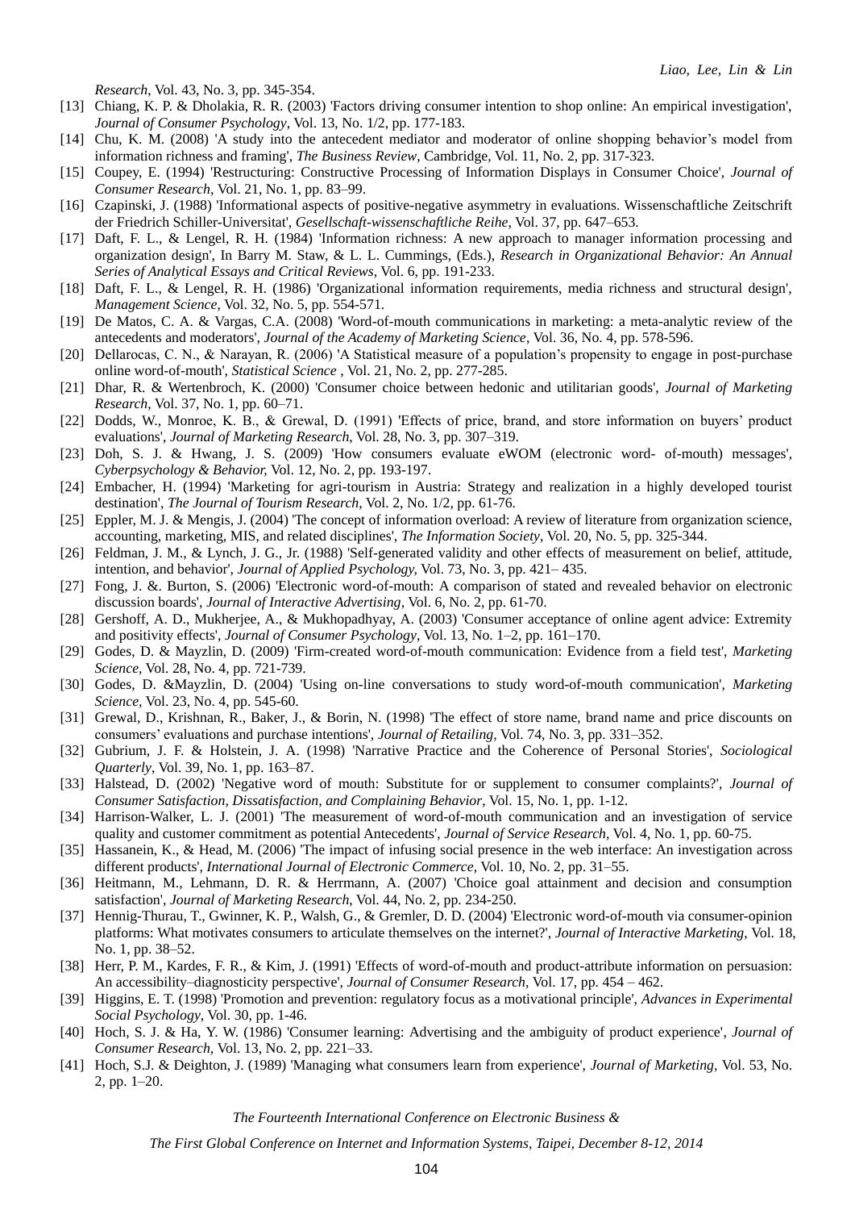*Research*, Vol. 43, No. 3, pp. 345-354.

[13] Chiang, K. P. & Dholakia, R. R. (2003) 'Factors driving consumer intention to shop online: An empirical investigation', *Journal of Consumer Psychology*, Vol. 13, No. 1/2, pp. 177-183.

[14] Chu, K. M. (2008) 'A study into the antecedent mediator and moderator of online shopping behavior's model from information richness and framing', *The Business Review*, Cambridge, Vol. 11, No. 2, pp. 317-323.

[15] Coupey, E. (1994) 'Restructuring: Constructive Processing of Information Displays in Consumer Choice', *Journal of Consumer Research*, Vol. 21, No. 1, pp. 83–99.

[16] Czapinski, J. (1988) 'Informational aspects of positive-negative asymmetry in evaluations. Wissenschaftliche Zeitschrift der Friedrich Schiller-Universitat', *Gesellschaft-wissenschaftliche Reihe*, Vol. 37, pp. 647–653.

[17] Daft, F. L., & Lengel, R. H. (1984) 'Information richness: A new approach to manager information processing and organization design', In Barry M. Staw, & L. L. Cummings, (Eds.), *Research in Organizational Behavior: An Annual Series of Analytical Essays and Critical Reviews*, Vol. 6, pp. 191-233.

[18] Daft, F. L., & Lengel, R. H. (1986) 'Organizational information requirements, media richness and structural design', *Management Science*, Vol. 32, No. 5, pp. 554-571.

[19] De Matos, C. A. & Vargas, C.A. (2008) 'Word-of-mouth communications in marketing: a meta-analytic review of the antecedents and moderators', *Journal of the Academy of Marketing Science*, Vol. 36, No. 4, pp. 578-596.

[20] Dellarocas, C. N., & Narayan, R. (2006) 'A Statistical measure of a population's propensity to engage in post-purchase online word-of-mouth', *Statistical Science* , Vol. 21, No. 2, pp. 277-285.

[21] Dhar, R. & Wertenbroch, K. (2000) 'Consumer choice between hedonic and utilitarian goods', *Journal of Marketing Research*, Vol. 37, No. 1, pp. 60–71.

[22] Dodds, W., Monroe, K. B., & Grewal, D. (1991) 'Effects of price, brand, and store information on buyers' product evaluations', *Journal of Marketing Research*, Vol. 28, No. 3, pp. 307–319.

[23] Doh, S. J. & Hwang, J. S. (2009) 'How consumers evaluate eWOM (electronic word- of-mouth) messages', *Cyberpsychology & Behavior,* Vol. 12, No. 2, pp. 193-197.

[24] Embacher, H. (1994) 'Marketing for agri-tourism in Austria: Strategy and realization in a highly developed tourist destination', *The Journal of Tourism Research*, Vol. 2, No. 1/2, pp. 61-76.

[25] Eppler, M. J. & Mengis, J. (2004) 'The concept of information overload: A review of literature from organization science, accounting, marketing, MIS, and related disciplines', *The Information Society*, Vol. 20, No. 5, pp. 325-344.

[26] Feldman, J. M., & Lynch, J. G., Jr. (1988) 'Self-generated validity and other effects of measurement on belief, attitude, intention, and behavior', *Journal of Applied Psychology,* Vol. 73, No. 3, pp. 421– 435.

[27] Fong, J. &. Burton, S. (2006) 'Electronic word-of-mouth: A comparison of stated and revealed behavior on electronic discussion boards', *Journal of Interactive Advertising*, Vol. 6, No. 2, pp. 61-70.

[28] Gershoff, A. D., Mukherjee, A., & Mukhopadhyay, A. (2003) 'Consumer acceptance of online agent advice: Extremity and positivity effects', *Journal of Consumer Psychology*, Vol. 13, No. 1–2, pp. 161–170.

[29] Godes, D. & Mayzlin, D. (2009) 'Firm-created word-of-mouth communication: Evidence from a field test', *Marketing Science,* Vol. 28, No. 4, pp. 721-739.

[30] Godes, D. &Mayzlin, D. (2004) 'Using on-line conversations to study word-of-mouth communication', *Marketing Science*, Vol. 23, No. 4, pp. 545-60.

[31] Grewal, D., Krishnan, R., Baker, J., & Borin, N. (1998) 'The effect of store name, brand name and price discounts on consumers' evaluations and purchase intentions', *Journal of Retailing,* Vol. 74, No. 3, pp. 331–352.

[32] Gubrium, J. F. & Holstein, J. A. (1998) 'Narrative Practice and the Coherence of Personal Stories', *Sociological Quarterly*, Vol. 39, No. 1, pp. 163–87.

[33] Halstead, D. (2002) 'Negative word of mouth: Substitute for or supplement to consumer complaints?', *Journal of Consumer Satisfaction, Dissatisfaction, and Complaining Behavior*, Vol. 15, No. 1, pp. 1-12.

[34] Harrison-Walker, L. J. (2001) 'The measurement of word-of-mouth communication and an investigation of service quality and customer commitment as potential Antecedents', *Journal of Service Research*, Vol. 4, No. 1, pp. 60-75.

[35] Hassanein, K., & Head, M. (2006) 'The impact of infusing social presence in the web interface: An investigation across different products', *International Journal of Electronic Commerce*, Vol. 10, No. 2, pp. 31–55.

[36] Heitmann, M., Lehmann, D. R. & Herrmann, A. (2007) 'Choice goal attainment and decision and consumption satisfaction', *Journal of Marketing Research*, Vol. 44, No. 2, pp. 234-250.

[37] Hennig-Thurau, T., Gwinner, K. P., Walsh, G., & Gremler, D. D. (2004) 'Electronic word-of-mouth via consumer-opinion platforms: What motivates consumers to articulate themselves on the internet?', *Journal of Interactive Marketing*, Vol. 18, No. 1, pp. 38–52.

[38] Herr, P. M., Kardes, F. R., & Kim, J. (1991) 'Effects of word-of-mouth and product-attribute information on persuasion: An accessibility–diagnosticity perspective', *Journal of Consumer Research*, Vol. 17, pp. 454 – 462.

[39] Higgins, E. T. (1998) 'Promotion and prevention: regulatory focus as a motivational principle', *Advances in Experimental Social Psychology*, Vol. 30, pp. 1-46.

[40] Hoch, S. J. & Ha, Y. W. (1986) 'Consumer learning: Advertising and the ambiguity of product experience', *Journal of Consumer Research,* Vol. 13, No. 2, pp. 221–33.

[41] Hoch, S.J. & Deighton, J. (1989) 'Managing what consumers learn from experience', *Journal of Marketing,* Vol. 53, No. 2, pp. 1–20.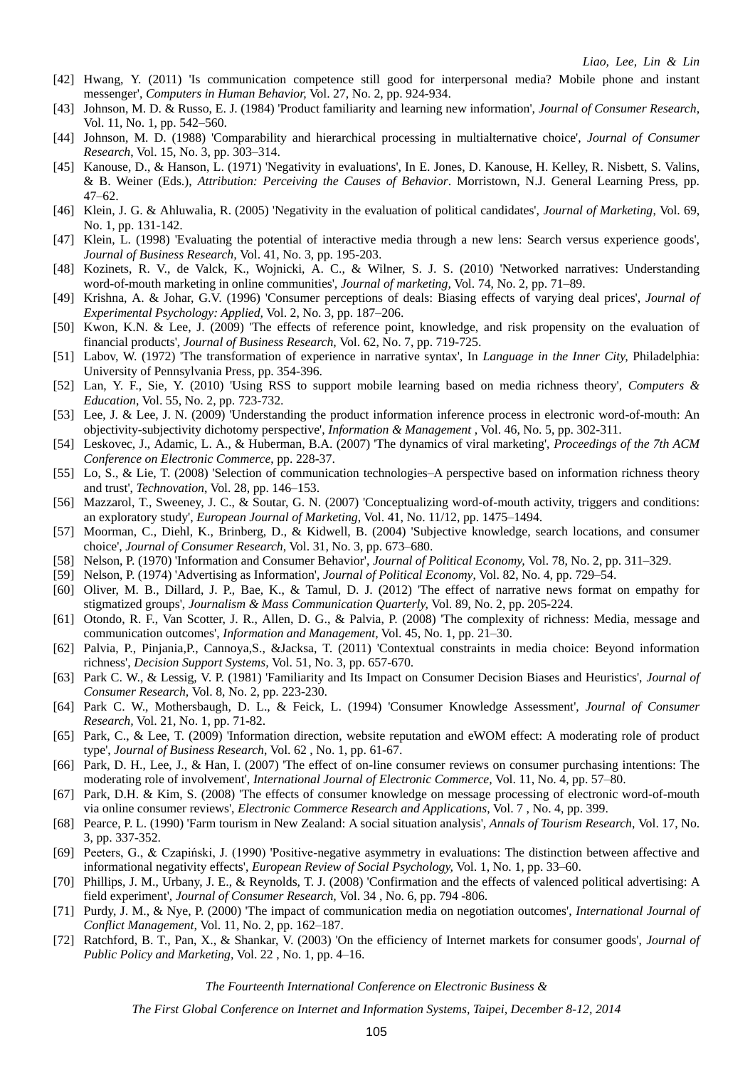[42] Hwang, Y. (2011) 'Is communication competence still good for interpersonal media? Mobile phone and instant messenger', *Computers in Human Behavior,* Vol. 27, No. 2, pp. 924-934.

[43] Johnson, M. D. & Russo, E. J. (1984) 'Product familiarity and learning new information', *Journal of Consumer Research*, Vol. 11, No. 1, pp. 542–560.

[44] Johnson, M. D. (1988) 'Comparability and hierarchical processing in multialternative choice', *Journal of Consumer Research*, Vol. 15, No. 3, pp. 303–314.

[45] Kanouse, D., & Hanson, L. (1971) 'Negativity in evaluations', In E. Jones, D. Kanouse, H. Kelley, R. Nisbett, S. Valins, & B. Weiner (Eds.), *Attribution: Perceiving the Causes of Behavior*. Morristown, N.J. General Learning Press, pp. 47–62.

[46] Klein, J. G. & Ahluwalia, R. (2005) 'Negativity in the evaluation of political candidates', *Journal of Marketing*, Vol. 69, No. 1, pp. 131-142.

[47] Klein, L. (1998) 'Evaluating the potential of interactive media through a new lens: Search versus experience goods', *Journal of Business Research,* Vol. 41, No. 3, pp. 195-203.

[48] Kozinets, R. V., de Valck, K., Wojnicki, A. C., & Wilner, S. J. S. (2010) 'Networked narratives: Understanding word-of-mouth marketing in online communities', *Journal of marketing,* Vol. 74, No. 2, pp. 71–89.

[49] Krishna, A. & Johar, G.V. (1996) 'Consumer perceptions of deals: Biasing effects of varying deal prices', *Journal of Experimental Psychology: Applied,* Vol. 2, No. 3, pp. 187–206.

[50] Kwon, K.N. & Lee, J. (2009) 'The effects of reference point, knowledge, and risk propensity on the evaluation of financial products', *Journal of Business Research,* Vol. 62, No. 7, pp. 719-725.

[51] Labov, W. (1972) 'The transformation of experience in narrative syntax', In *Language in the Inner City,* Philadelphia: University of Pennsylvania Press, pp. 354-396.

[52] Lan, Y. F., Sie, Y. (2010) 'Using RSS to support mobile learning based on media richness theory', *Computers & Education*, Vol. 55, No. 2, pp. 723-732.

[53] Lee, J. & Lee, J. N. (2009) 'Understanding the product information inference process in electronic word-of-mouth: An objectivity-subjectivity dichotomy perspective', *Information & Management* , Vol. 46, No. 5, pp. 302-311.

[54] Leskovec, J., Adamic, L. A., & Huberman, B.A. (2007) 'The dynamics of viral marketing', *Proceedings of the 7th ACM Conference on Electronic Commerce*, pp. 228-37.

[55] Lo, S., & Lie, T. (2008) 'Selection of communication technologies–A perspective based on information richness theory and trust', *Technovation*, Vol. 28, pp. 146–153.

[56] Mazzarol, T., Sweeney, J. C., & Soutar, G. N. (2007) 'Conceptualizing word-of-mouth activity, triggers and conditions: an exploratory study', *European Journal of Marketing,* Vol. 41, No. 11/12, pp. 1475–1494.

[57] Moorman, C., Diehl, K., Brinberg, D., & Kidwell, B. (2004) 'Subjective knowledge, search locations, and consumer choice', *Journal of Consumer Research*, Vol. 31, No. 3, pp. 673–680.

[58] Nelson, P. (1970) 'Information and Consumer Behavior', *Journal of Political Economy,* Vol. 78, No. 2, pp. 311–329.

[59] Nelson, P. (1974) 'Advertising as Information', *Journal of Political Economy*, Vol. 82, No. 4, pp. 729–54.

[60] Oliver, M. B., Dillard, J. P., Bae, K., & Tamul, D. J. (2012) 'The effect of narrative news format on empathy for stigmatized groups', *Journalism & Mass Communication Quarterly,* Vol. 89, No. 2, pp. 205-224.

[61] Otondo, R. F., Van Scotter, J. R., Allen, D. G., & Palvia, P. (2008) 'The complexity of richness: Media, message and communication outcomes', *Information and Management*, Vol. 45, No. 1, pp. 21–30.

[62] Palvia, P., Pinjania,P., Cannoya,S., &Jacksa, T. (2011) 'Contextual constraints in media choice: Beyond information richness', *Decision Support Systems*, Vol. 51, No. 3, pp. 657-670.

[63] Park C. W., & Lessig, V. P. (1981) 'Familiarity and Its Impact on Consumer Decision Biases and Heuristics', *Journal of Consumer Research,* Vol. 8, No. 2, pp. 223-230.

[64] Park C. W., Mothersbaugh, D. L., & Feick, L. (1994) 'Consumer Knowledge Assessment', *Journal of Consumer Research,* Vol. 21, No. 1, pp. 71-82.

[65] Park, C., & Lee, T. (2009) 'Information direction, website reputation and eWOM effect: A moderating role of product type', *Journal of Business Research*, Vol. 62 , No. 1, pp. 61-67.

[66] Park, D. H., Lee, J., & Han, I. (2007) 'The effect of on-line consumer reviews on consumer purchasing intentions: The moderating role of involvement', *International Journal of Electronic Commerce,* Vol. 11, No. 4, pp. 57–80.

[67] Park, D.H. & Kim, S. (2008) 'The effects of consumer knowledge on message processing of electronic word-of-mouth via online consumer reviews', *Electronic Commerce Research and Applications*, Vol. 7 , No. 4, pp. 399.

[68] Pearce, P. L. (1990) 'Farm tourism in New Zealand: A social situation analysis', *Annals of Tourism Research*, Vol. 17, No. 3, pp. 337-352.

[69] Peeters, G., & Czapiński, J. (1990) 'Positive-negative asymmetry in evaluations: The distinction between affective and informational negativity effects', *European Review of Social Psychology,* Vol. 1, No. 1, pp. 33–60.

[70] Phillips, J. M., Urbany, J. E., & Reynolds, T. J. (2008) 'Confirmation and the effects of valenced political advertising: A field experiment', *Journal of Consumer Research,* Vol. 34 , No. 6, pp. 794 -806.

[71] Purdy, J. M., & Nye, P. (2000) 'The impact of communication media on negotiation outcomes', *International Journal of Conflict Management,* Vol. 11, No. 2, pp. 162–187.

[72] Ratchford, B. T., Pan, X., & Shankar, V. (2003) 'On the efficiency of Internet markets for consumer goods', *Journal of Public Policy and Marketing,* Vol. 22 , No. 1, pp. 4–16.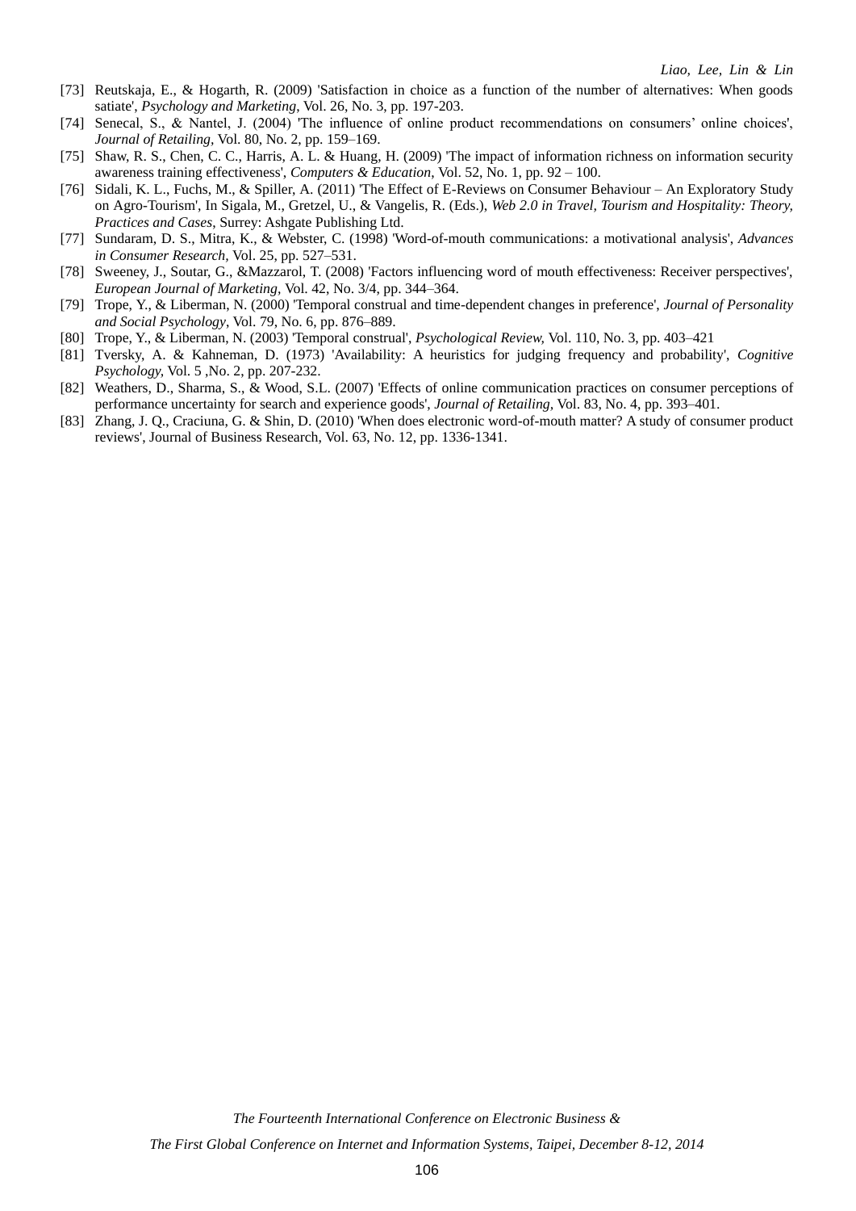[73] Reutskaja, E., & Hogarth, R. (2009) 'Satisfaction in choice as a function of the number of alternatives: When goods satiate', *Psychology and Marketing*, Vol. 26, No. 3, pp. 197-203.

[74] Senecal, S., & Nantel, J. (2004) 'The influence of online product recommendations on consumers' online choices', *Journal of Retailing*, Vol. 80, No. 2, pp. 159–169.

[75] Shaw, R. S., Chen, C. C., Harris, A. L. & Huang, H. (2009) 'The impact of information richness on information security awareness training effectiveness', *Computers & Education*, Vol. 52, No. 1, pp. 92 – 100.

[76] Sidali, K. L., Fuchs, M., & Spiller, A. (2011) 'The Effect of E-Reviews on Consumer Behaviour – An Exploratory Study on Agro-Tourism', In Sigala, M., Gretzel, U., & Vangelis, R. (Eds.), *Web 2.0 in Travel, Tourism and Hospitality: Theory, Practices and Cases*, Surrey: Ashgate Publishing Ltd.

[77] Sundaram, D. S., Mitra, K., & Webster, C. (1998) 'Word-of-mouth communications: a motivational analysis', *Advances in Consumer Research*, Vol. 25, pp. 527–531.

[78] Sweeney, J., Soutar, G., &Mazzarol, T. (2008) 'Factors influencing word of mouth effectiveness: Receiver perspectives', *European Journal of Marketing*, Vol. 42, No. 3/4, pp. 344–364.

[79] Trope, Y., & Liberman, N. (2000) 'Temporal construal and time-dependent changes in preference', *Journal of Personality and Social Psychology*, Vol. 79, No. 6, pp. 876–889.

[80] Trope, Y., & Liberman, N. (2003) 'Temporal construal', *Psychological Review*, Vol. 110, No. 3, pp. 403–421

[81] Tversky, A. & Kahneman, D. (1973) 'Availability: A heuristics for judging frequency and probability', *Cognitive Psychology*, Vol. 5 ,No. 2, pp. 207-232.

[82] Weathers, D., Sharma, S., & Wood, S.L. (2007) 'Effects of online communication practices on consumer perceptions of performance uncertainty for search and experience goods', *Journal of Retailing*, Vol. 83, No. 4, pp. 393–401.

[83] Zhang, J. Q., Craciuna, G. & Shin, D. (2010) 'When does electronic word-of-mouth matter? A study of consumer product reviews', Journal of Business Research, Vol. 63, No. 12, pp. 1336-1341.